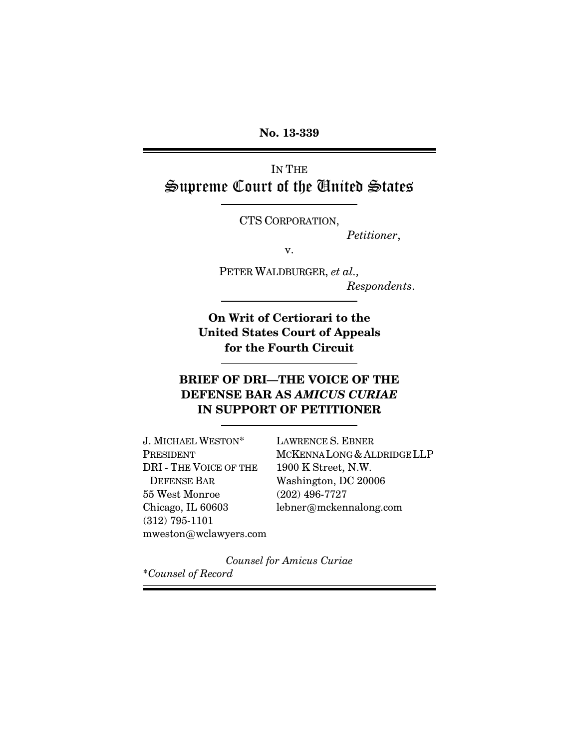**No. 13-339**

---

IN THE

# Supreme Court of the United States

---

CTS CORPORATION,

*Petitioner*,

v.

PETER WALDBURGER, *et al.,*

*Respondents*.

---

**On Writ of Certiorari to the United States Court of Appeals for the Fourth Circuit**

---

**BRIEF OF DRI—THE VOICE OF THE DEFENSE BAR AS *AMICUS CURIAE* IN SUPPORT OF PETITIONER**

---

J. MICHAEL WESTON*
PRESIDENT
DRI - THE VOICE OF THE DEFENSE BAR
55 West Monroe
Chicago, IL 60603
(312) 795-1101
mweston@wclawyers.com

LAWRENCE S. EBNER
MCKENNA LONG & ALDRIDGE LLP
1900 K Street, N.W.
Washington, DC 20006
(202) 496-7727
lebner@mckennalong.com

*Counsel for Amicus Curiae*

*Counsel of Record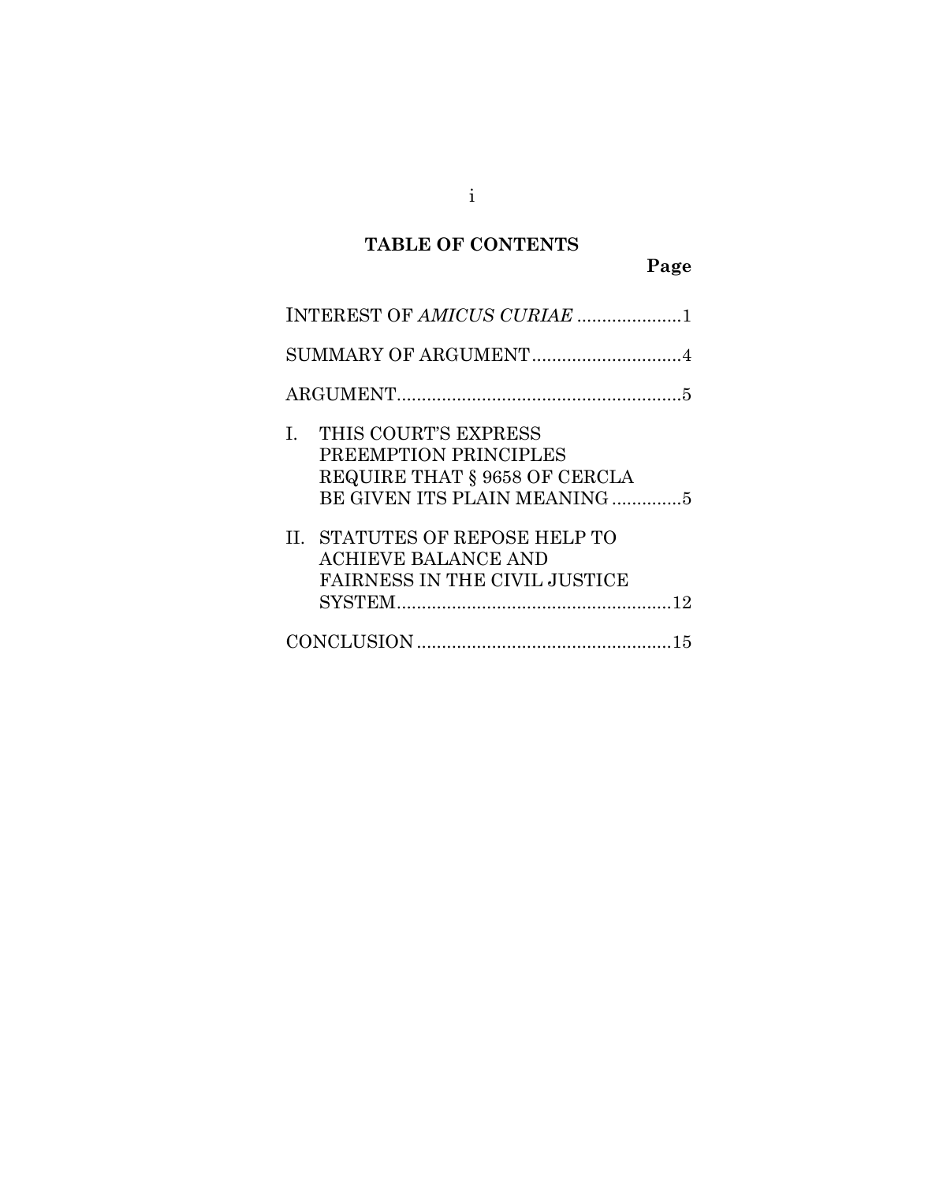## TABLE OF CONTENTS

**Page**

INTEREST OF *AMICUS CURIAE* .....................1

SUMMARY OF ARGUMENT..............................4

ARGUMENT.........................................................5

I. THIS COURT'S EXPRESS PREEMPTION PRINCIPLES REQUIRE THAT § 9658 OF CERCLA BE GIVEN ITS PLAIN MEANING ..............5

II. STATUTES OF REPOSE HELP TO ACHIEVE BALANCE AND FAIRNESS IN THE CIVIL JUSTICE SYSTEM.......................................................12

CONCLUSION ...................................................15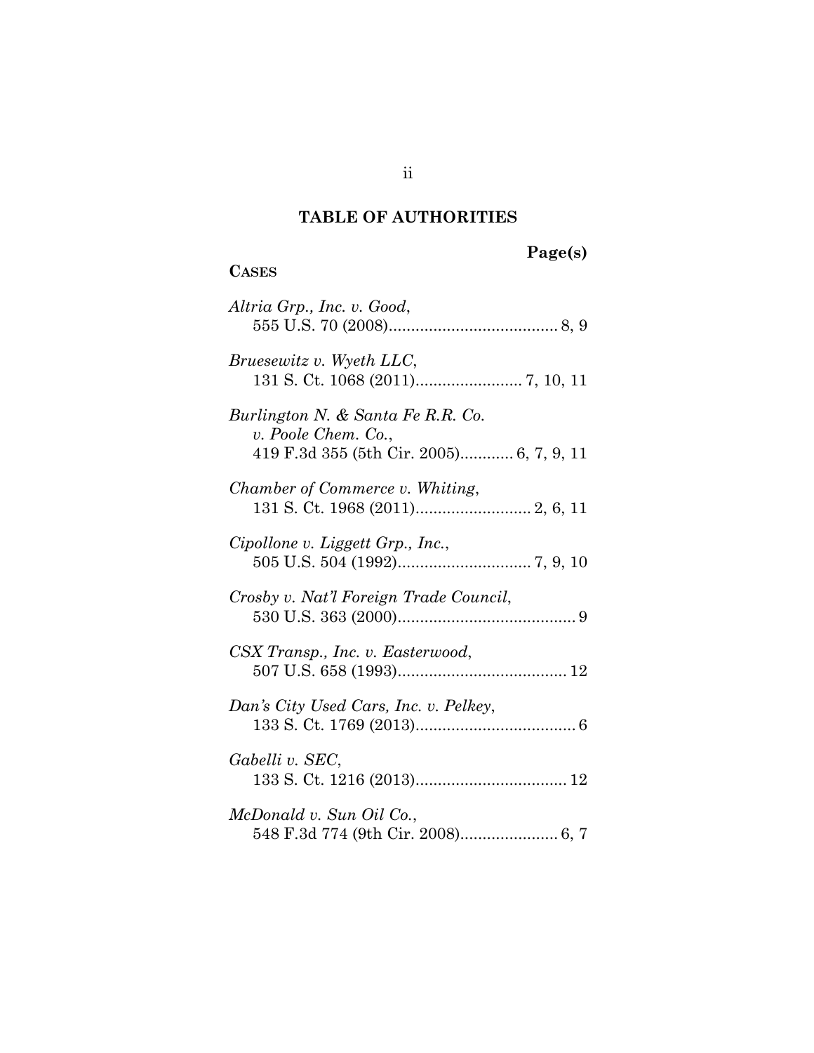## TABLE OF AUTHORITIES

**Page(s)**

**CASES**

*Altria Grp., Inc. v. Good*,
555 U.S. 70 (2008)....................................... 8, 9

*Bruesewitz v. Wyeth LLC*,
131 S. Ct. 1068 (2011)........................ 7, 10, 11

*Burlington N. & Santa Fe R.R. Co. v. Poole Chem. Co.*,
419 F.3d 355 (5th Cir. 2005)............ 6, 7, 9, 11

*Chamber of Commerce v. Whiting*,
131 S. Ct. 1968 (2011).......................... 2, 6, 11

*Cipollone v. Liggett Grp., Inc.*,
505 U.S. 504 (1992).............................. 7, 9, 10

*Crosby v. Nat'l Foreign Trade Council*,
530 U.S. 363 (2000)........................................ 9

*CSX Transp., Inc. v. Easterwood*,
507 U.S. 658 (1993)...................................... 12

*Dan's City Used Cars, Inc. v. Pelkey*,
133 S. Ct. 1769 (2013).................................... 6

*Gabelli v. SEC*,
133 S. Ct. 1216 (2013).................................. 12

*McDonald v. Sun Oil Co.*,
548 F.3d 774 (9th Cir. 2008)...................... 6, 7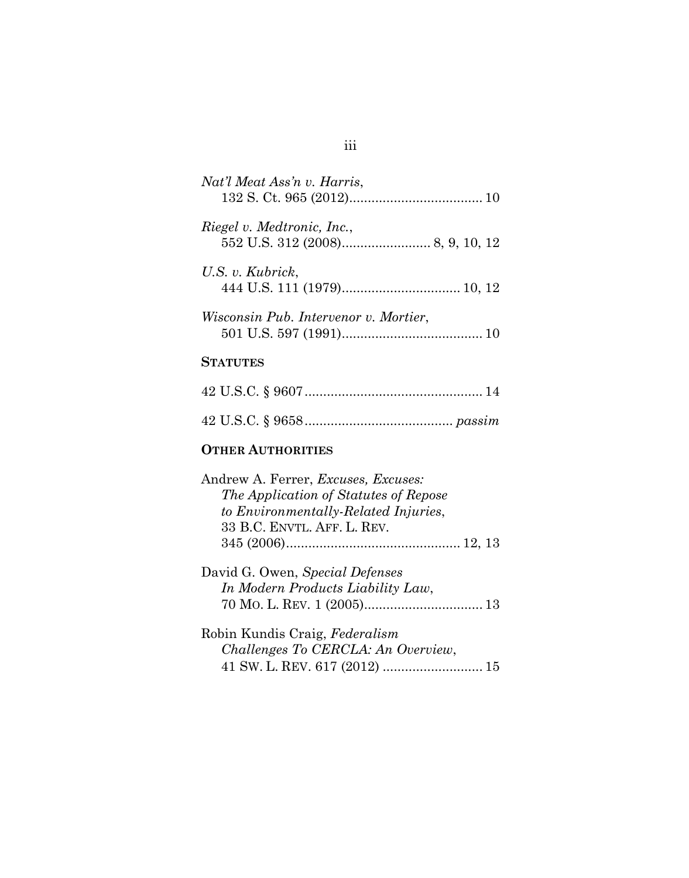*Nat'l Meat Ass'n v. Harris*,
132 S. Ct. 965 (2012).................................... 10

*Riegel v. Medtronic, Inc.*,
552 U.S. 312 (2008)........................ 8, 9, 10, 12

*U.S. v. Kubrick*,
444 U.S. 111 (1979)................................ 10, 12

*Wisconsin Pub. Intervenor v. Mortier*,
501 U.S. 597 (1991)...................................... 10

**STATUTES**

42 U.S.C. § 9607................................................ 14

42 U.S.C. § 9658........................................ *passim*

**OTHER AUTHORITIES**

Andrew A. Ferrer, *Excuses, Excuses: The Application of Statutes of Repose to Environmentally-Related Injuries*, 33 B.C. ENVTL. AFF. L. REV. 345 (2006)............................................... 12, 13

David G. Owen, *Special Defenses In Modern Products Liability Law*, 70 MO. L. REV. 1 (2005)................................ 13

Robin Kundis Craig, *Federalism Challenges To CERCLA: An Overview*, 41 SW. L. REV. 617 (2012) ........................... 15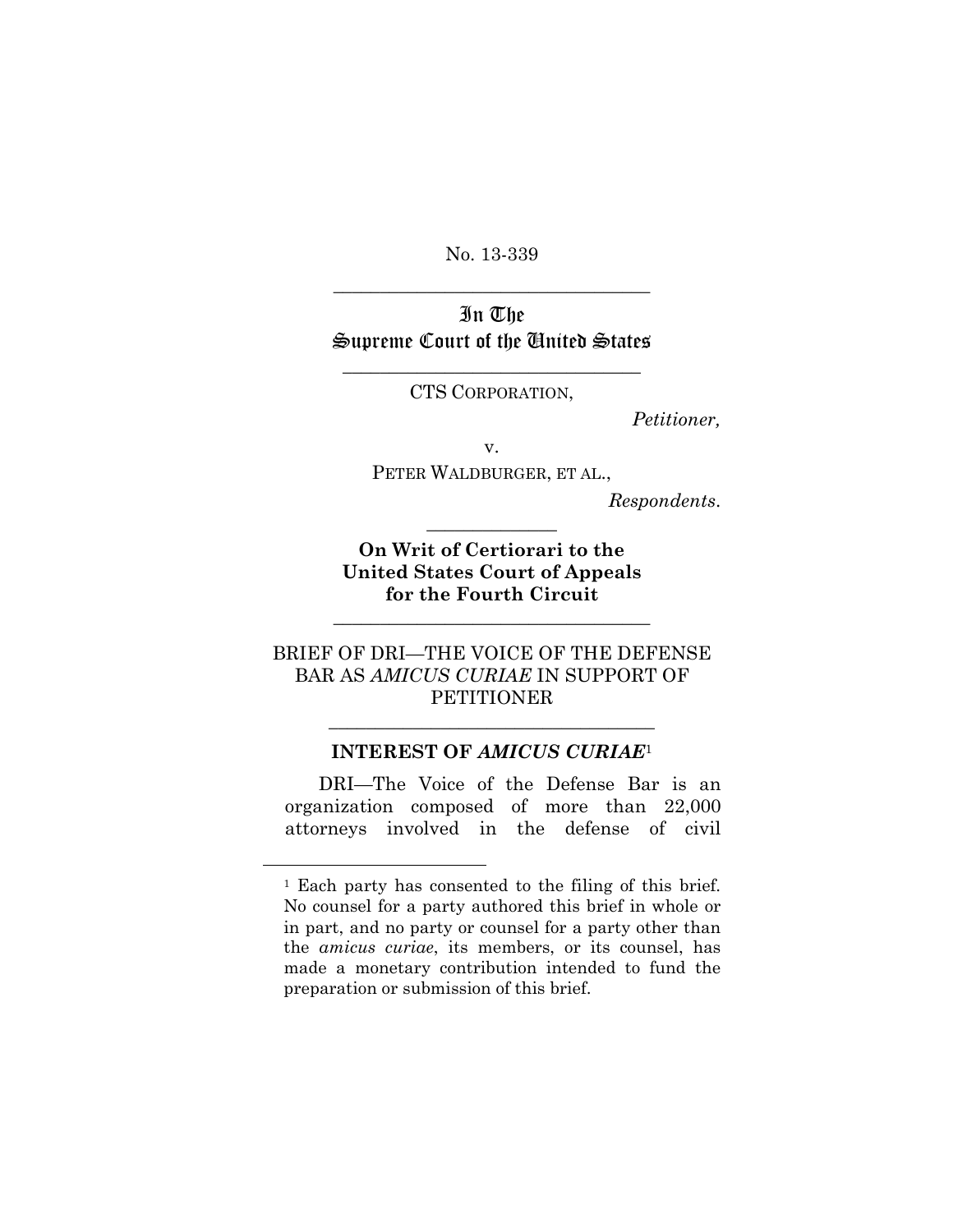No. 13-339

---

In The
Supreme Court of the United States

---

CTS CORPORATION,

*Petitioner,*

v.

PETER WALDBURGER, ET AL.,

*Respondents.*

---

**On Writ of Certiorari to the United States Court of Appeals for the Fourth Circuit**

---

BRIEF OF DRI—THE VOICE OF THE DEFENSE BAR AS *AMICUS CURIAE* IN SUPPORT OF PETITIONER

---

## INTEREST OF *AMICUS CURIAE*[1]

DRI—The Voice of the Defense Bar is an organization composed of more than 22,000 attorneys involved in the defense of civil

---

[1] Each party has consented to the filing of this brief. No counsel for a party authored this brief in whole or in part, and no party or counsel for a party other than the *amicus curiae*, its members, or its counsel, has made a monetary contribution intended to fund the preparation or submission of this brief.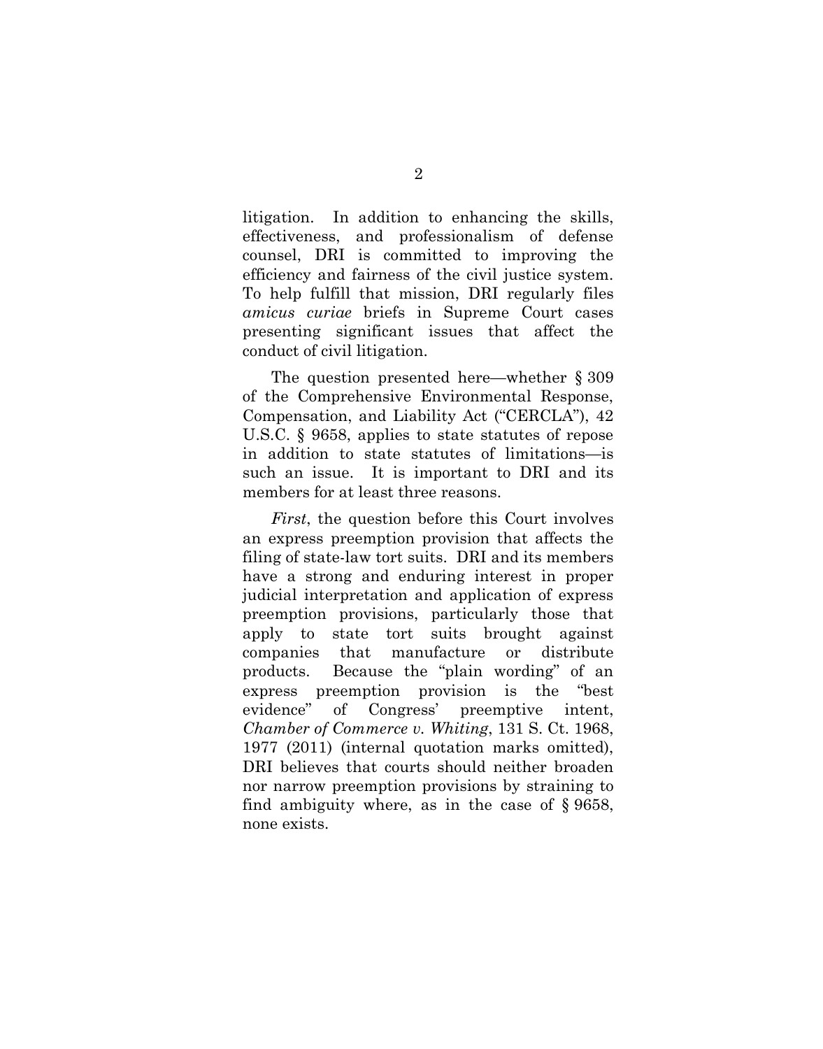litigation. In addition to enhancing the skills, effectiveness, and professionalism of defense counsel, DRI is committed to improving the efficiency and fairness of the civil justice system. To help fulfill that mission, DRI regularly files *amicus curiae* briefs in Supreme Court cases presenting significant issues that affect the conduct of civil litigation.

The question presented here—whether § 309 of the Comprehensive Environmental Response, Compensation, and Liability Act ("CERCLA"), 42 U.S.C. § 9658, applies to state statutes of repose in addition to state statutes of limitations—is such an issue. It is important to DRI and its members for at least three reasons.

*First*, the question before this Court involves an express preemption provision that affects the filing of state-law tort suits. DRI and its members have a strong and enduring interest in proper judicial interpretation and application of express preemption provisions, particularly those that apply to state tort suits brought against companies that manufacture or distribute products. Because the "plain wording" of an express preemption provision is the "best evidence" of Congress' preemptive intent, *Chamber of Commerce v. Whiting*, 131 S. Ct. 1968, 1977 (2011) (internal quotation marks omitted), DRI believes that courts should neither broaden nor narrow preemption provisions by straining to find ambiguity where, as in the case of § 9658, none exists.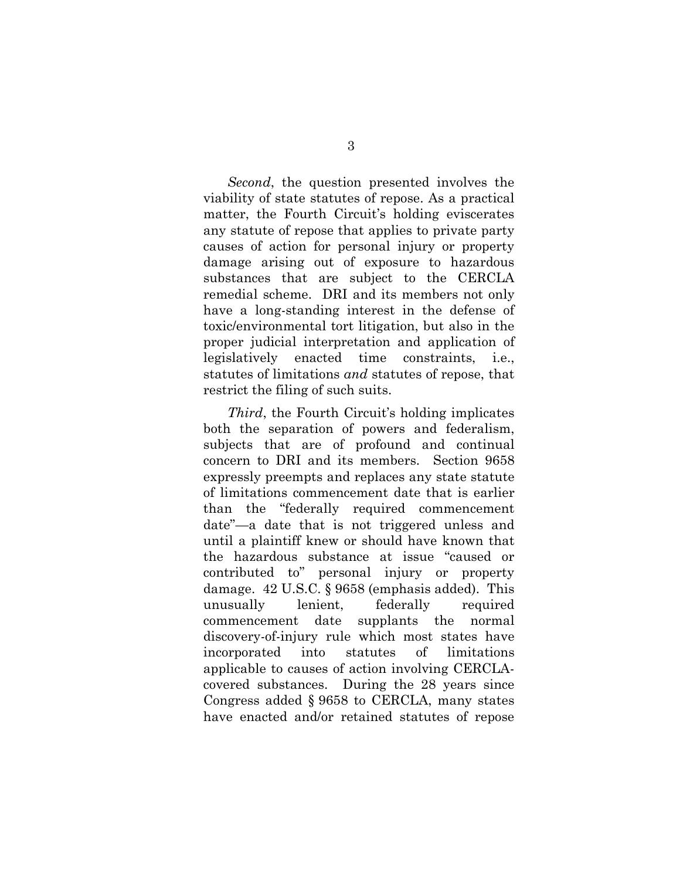*Second*, the question presented involves the viability of state statutes of repose. As a practical matter, the Fourth Circuit's holding eviscerates any statute of repose that applies to private party causes of action for personal injury or property damage arising out of exposure to hazardous substances that are subject to the CERCLA remedial scheme. DRI and its members not only have a long-standing interest in the defense of toxic/environmental tort litigation, but also in the proper judicial interpretation and application of legislatively enacted time constraints, i.e., statutes of limitations *and* statutes of repose, that restrict the filing of such suits.

*Third*, the Fourth Circuit's holding implicates both the separation of powers and federalism, subjects that are of profound and continual concern to DRI and its members. Section 9658 expressly preempts and replaces any state statute of limitations commencement date that is earlier than the "federally required commencement date"—a date that is not triggered unless and until a plaintiff knew or should have known that the hazardous substance at issue "caused or contributed to" personal injury or property damage. 42 U.S.C. § 9658 (emphasis added). This unusually lenient, federally required commencement date supplants the normal discovery-of-injury rule which most states have incorporated into statutes of limitations applicable to causes of action involving CERCLA-covered substances. During the 28 years since Congress added § 9658 to CERCLA, many states have enacted and/or retained statutes of repose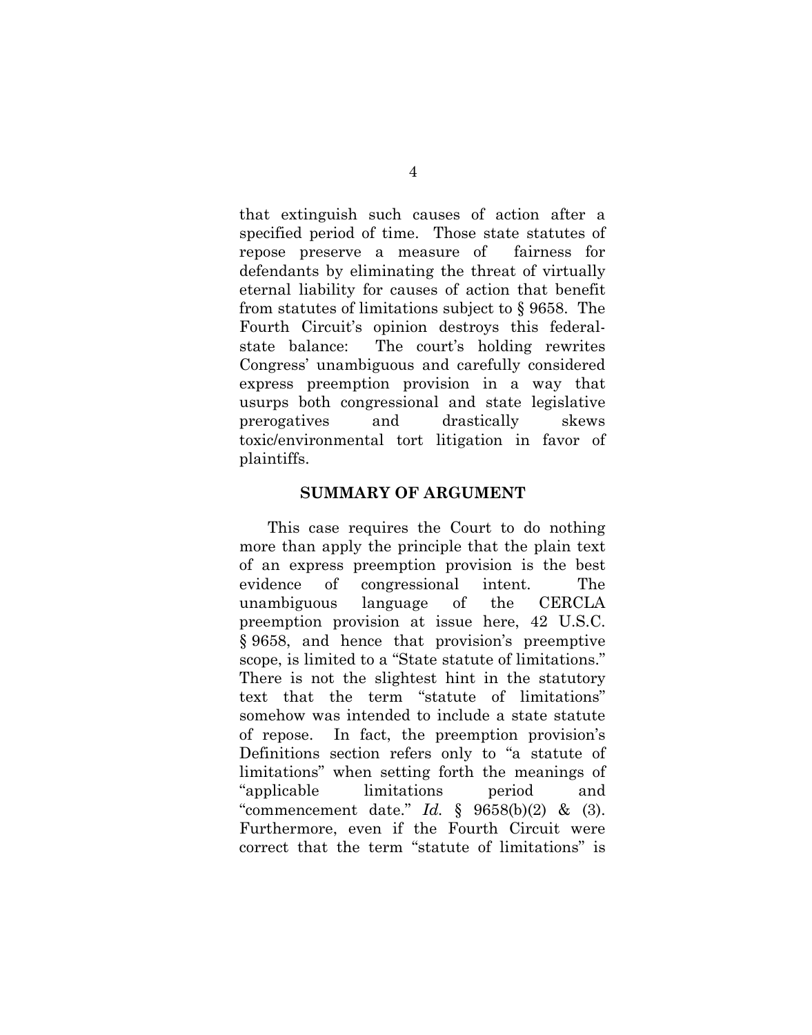that extinguish such causes of action after a specified period of time. Those state statutes of repose preserve a measure of fairness for defendants by eliminating the threat of virtually eternal liability for causes of action that benefit from statutes of limitations subject to § 9658. The Fourth Circuit's opinion destroys this federal-state balance: The court's holding rewrites Congress' unambiguous and carefully considered express preemption provision in a way that usurps both congressional and state legislative prerogatives and drastically skews toxic/environmental tort litigation in favor of plaintiffs.

## SUMMARY OF ARGUMENT

This case requires the Court to do nothing more than apply the principle that the plain text of an express preemption provision is the best evidence of congressional intent. The unambiguous language of the CERCLA preemption provision at issue here, 42 U.S.C. § 9658, and hence that provision's preemptive scope, is limited to a "State statute of limitations." There is not the slightest hint in the statutory text that the term "statute of limitations" somehow was intended to include a state statute of repose. In fact, the preemption provision's Definitions section refers only to "a statute of limitations" when setting forth the meanings of "applicable limitations period and "commencement date." *Id.* § 9658(b)(2) & (3). Furthermore, even if the Fourth Circuit were correct that the term "statute of limitations" is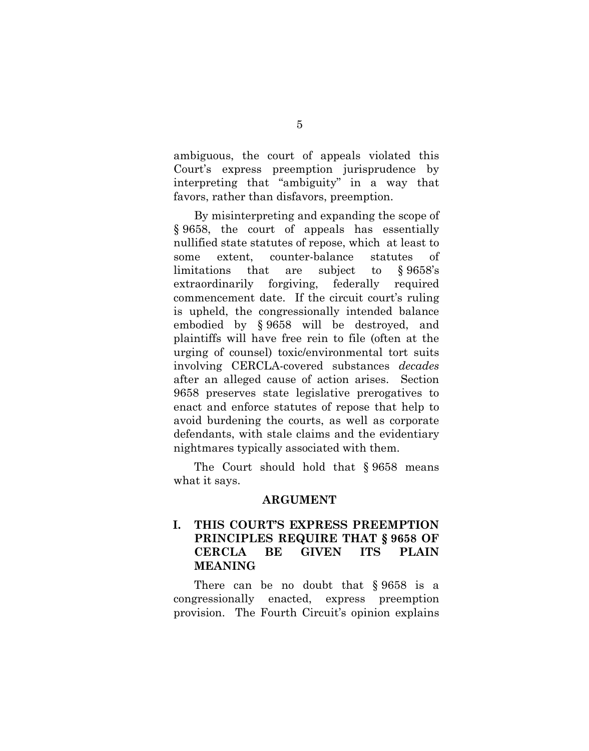ambiguous, the court of appeals violated this Court's express preemption jurisprudence by interpreting that "ambiguity" in a way that favors, rather than disfavors, preemption.

By misinterpreting and expanding the scope of § 9658, the court of appeals has essentially nullified state statutes of repose, which at least to some extent, counter-balance statutes of limitations that are subject to § 9658's extraordinarily forgiving, federally required commencement date. If the circuit court's ruling is upheld, the congressionally intended balance embodied by § 9658 will be destroyed, and plaintiffs will have free rein to file (often at the urging of counsel) toxic/environmental tort suits involving CERCLA-covered substances *decades* after an alleged cause of action arises. Section 9658 preserves state legislative prerogatives to enact and enforce statutes of repose that help to avoid burdening the courts, as well as corporate defendants, with stale claims and the evidentiary nightmares typically associated with them.

The Court should hold that § 9658 means what it says.

## ARGUMENT

### I. THIS COURT'S EXPRESS PREEMPTION PRINCIPLES REQUIRE THAT § 9658 OF CERCLA BE GIVEN ITS PLAIN MEANING

There can be no doubt that § 9658 is a congressionally enacted, express preemption provision. The Fourth Circuit's opinion explains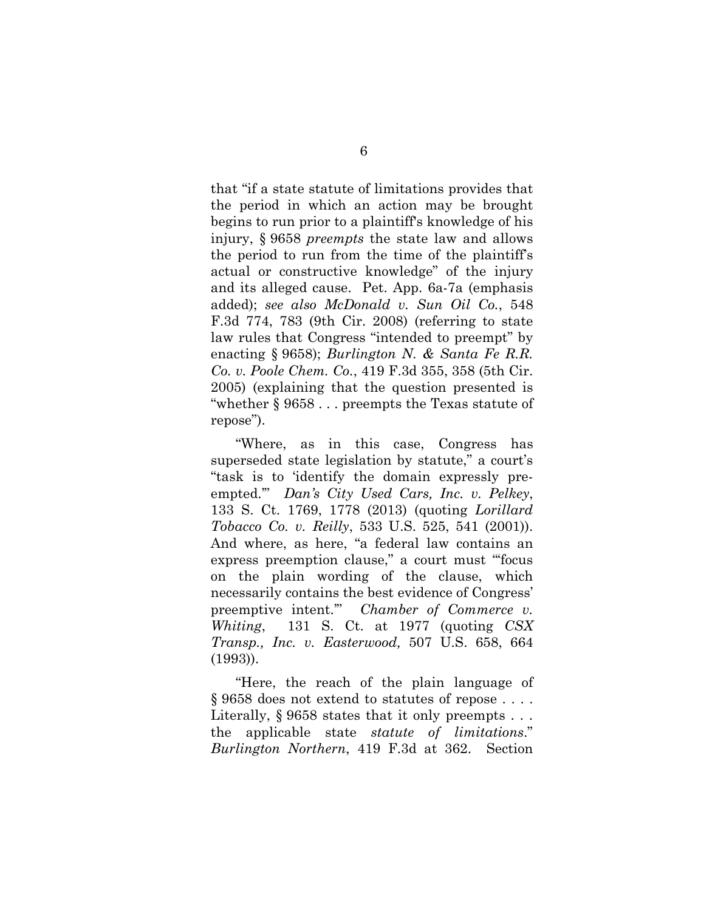that "if a state statute of limitations provides that the period in which an action may be brought begins to run prior to a plaintiff's knowledge of his injury, § 9658 *preempts* the state law and allows the period to run from the time of the plaintiff's actual or constructive knowledge" of the injury and its alleged cause. Pet. App. 6a-7a (emphasis added); *see also McDonald v. Sun Oil Co.*, 548 F.3d 774, 783 (9th Cir. 2008) (referring to state law rules that Congress "intended to preempt" by enacting § 9658); *Burlington N. & Santa Fe R.R. Co. v. Poole Chem. Co.*, 419 F.3d 355, 358 (5th Cir. 2005) (explaining that the question presented is "whether § 9658 . . . preempts the Texas statute of repose").

"Where, as in this case, Congress has superseded state legislation by statute," a court's "task is to 'identify the domain expressly pre-empted.'" *Dan's City Used Cars, Inc. v. Pelkey*, 133 S. Ct. 1769, 1778 (2013) (quoting *Lorillard Tobacco Co. v. Reilly*, 533 U.S. 525, 541 (2001)). And where, as here, "a federal law contains an express preemption clause," a court must "'focus on the plain wording of the clause, which necessarily contains the best evidence of Congress' preemptive intent.'" *Chamber of Commerce v. Whiting*, 131 S. Ct. at 1977 (quoting *CSX Transp., Inc. v. Easterwood,* 507 U.S. 658, 664 (1993)).

"Here, the reach of the plain language of § 9658 does not extend to statutes of repose . . . . Literally, § 9658 states that it only preempts . . . the applicable state *statute of limitations*." *Burlington Northern*, 419 F.3d at 362. Section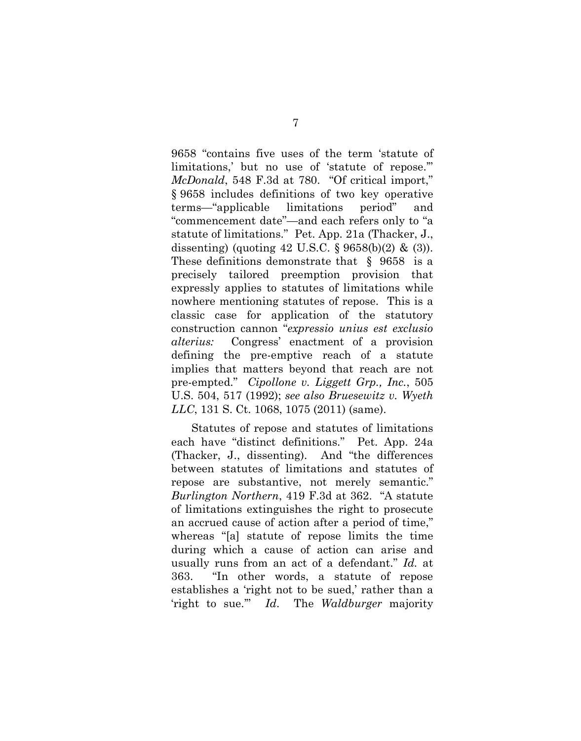9658 "contains five uses of the term 'statute of limitations,' but no use of 'statute of repose.'" *McDonald*, 548 F.3d at 780. "Of critical import," § 9658 includes definitions of two key operative terms—"applicable limitations period" and "commencement date"—and each refers only to "a statute of limitations." Pet. App. 21a (Thacker, J., dissenting) (quoting 42 U.S.C. § 9658(b)(2) & (3)). These definitions demonstrate that § 9658 is a precisely tailored preemption provision that expressly applies to statutes of limitations while nowhere mentioning statutes of repose. This is a classic case for application of the statutory construction cannon "*expressio unius est exclusio alterius:* Congress' enactment of a provision defining the pre-emptive reach of a statute implies that matters beyond that reach are not pre-empted." *Cipollone v. Liggett Grp., Inc.*, 505 U.S. 504, 517 (1992); *see also Bruesewitz v. Wyeth LLC*, 131 S. Ct. 1068, 1075 (2011) (same).

Statutes of repose and statutes of limitations each have "distinct definitions." Pet. App. 24a (Thacker, J., dissenting). And "the differences between statutes of limitations and statutes of repose are substantive, not merely semantic." *Burlington Northern*, 419 F.3d at 362. "A statute of limitations extinguishes the right to prosecute an accrued cause of action after a period of time," whereas "[a] statute of repose limits the time during which a cause of action can arise and usually runs from an act of a defendant." *Id.* at 363. "In other words, a statute of repose establishes a 'right not to be sued,' rather than a 'right to sue.'" *Id*. The *Waldburger* majority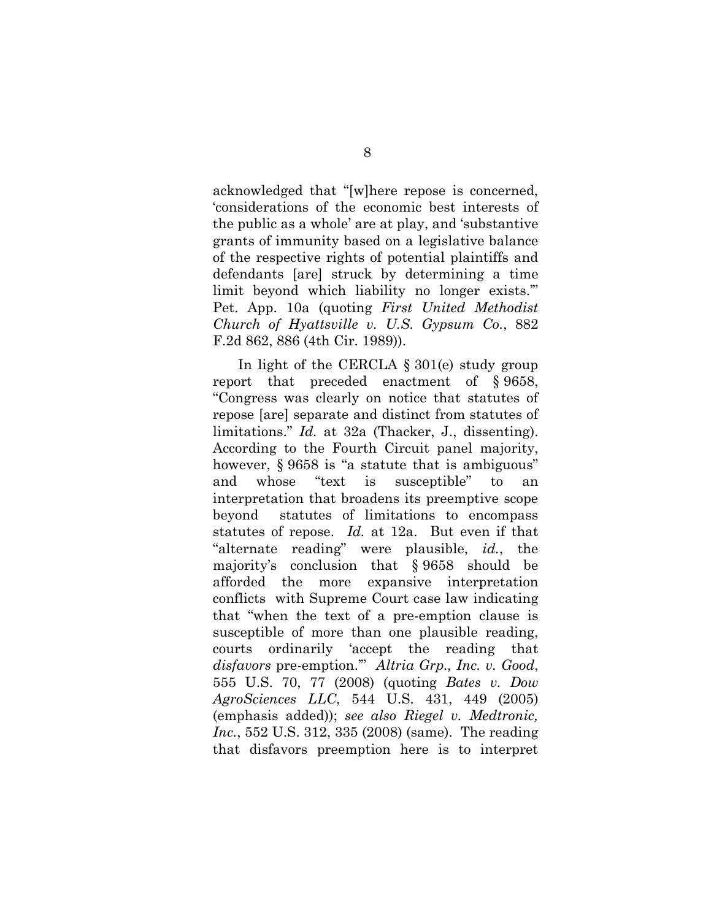acknowledged that "[w]here repose is concerned, 'considerations of the economic best interests of the public as a whole' are at play, and 'substantive grants of immunity based on a legislative balance of the respective rights of potential plaintiffs and defendants [are] struck by determining a time limit beyond which liability no longer exists.'" Pet. App. 10a (quoting *First United Methodist Church of Hyattsville v. U.S. Gypsum Co.*, 882 F.2d 862, 886 (4th Cir. 1989)).

In light of the CERCLA § 301(e) study group report that preceded enactment of § 9658, "Congress was clearly on notice that statutes of repose [are] separate and distinct from statutes of limitations." *Id.* at 32a (Thacker, J., dissenting). According to the Fourth Circuit panel majority, however, § 9658 is "a statute that is ambiguous" and whose "text is susceptible" to an interpretation that broadens its preemptive scope beyond statutes of limitations to encompass statutes of repose. *Id.* at 12a. But even if that "alternate reading" were plausible, *id.*, the majority's conclusion that § 9658 should be afforded the more expansive interpretation conflicts with Supreme Court case law indicating that "when the text of a pre-emption clause is susceptible of more than one plausible reading, courts ordinarily 'accept the reading that *disfavors* pre-emption.'" *Altria Grp., Inc. v. Good*, 555 U.S. 70, 77 (2008) (quoting *Bates v. Dow AgroSciences LLC*, 544 U.S. 431, 449 (2005) (emphasis added)); *see also Riegel v. Medtronic, Inc.*, 552 U.S. 312, 335 (2008) (same). The reading that disfavors preemption here is to interpret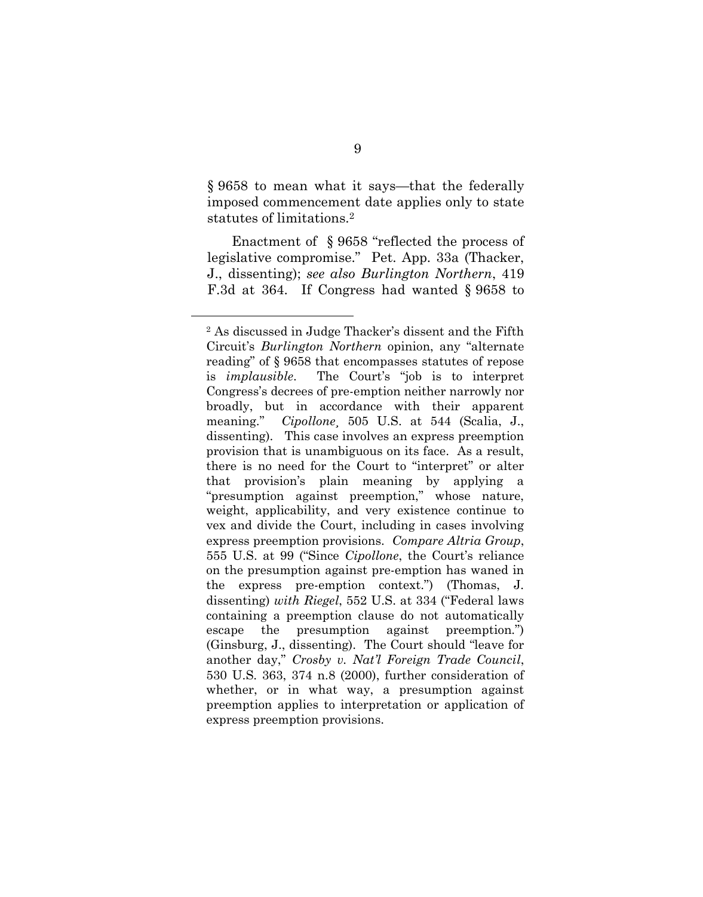§ 9658 to mean what it says—that the federally imposed commencement date applies only to state statutes of limitations.[2]

Enactment of § 9658 "reflected the process of legislative compromise." Pet. App. 33a (Thacker, J., dissenting); *see also Burlington Northern*, 419 F.3d at 364. If Congress had wanted § 9658 to

---

[2] As discussed in Judge Thacker's dissent and the Fifth Circuit's *Burlington Northern* opinion, any "alternate reading" of § 9658 that encompasses statutes of repose is *implausible*. The Court's "job is to interpret Congress's decrees of pre-emption neither narrowly nor broadly, but in accordance with their apparent meaning." *Cipollone*¸ 505 U.S. at 544 (Scalia, J., dissenting). This case involves an express preemption provision that is unambiguous on its face. As a result, there is no need for the Court to "interpret" or alter that provision's plain meaning by applying a "presumption against preemption," whose nature, weight, applicability, and very existence continue to vex and divide the Court, including in cases involving express preemption provisions. *Compare Altria Group*, 555 U.S. at 99 ("Since *Cipollone*, the Court's reliance on the presumption against pre-emption has waned in the express pre-emption context.") (Thomas, J. dissenting) *with Riegel*, 552 U.S. at 334 ("Federal laws containing a preemption clause do not automatically escape the presumption against preemption.") (Ginsburg, J., dissenting). The Court should "leave for another day," *Crosby v. Nat'l Foreign Trade Council*, 530 U.S. 363, 374 n.8 (2000), further consideration of whether, or in what way, a presumption against preemption applies to interpretation or application of express preemption provisions.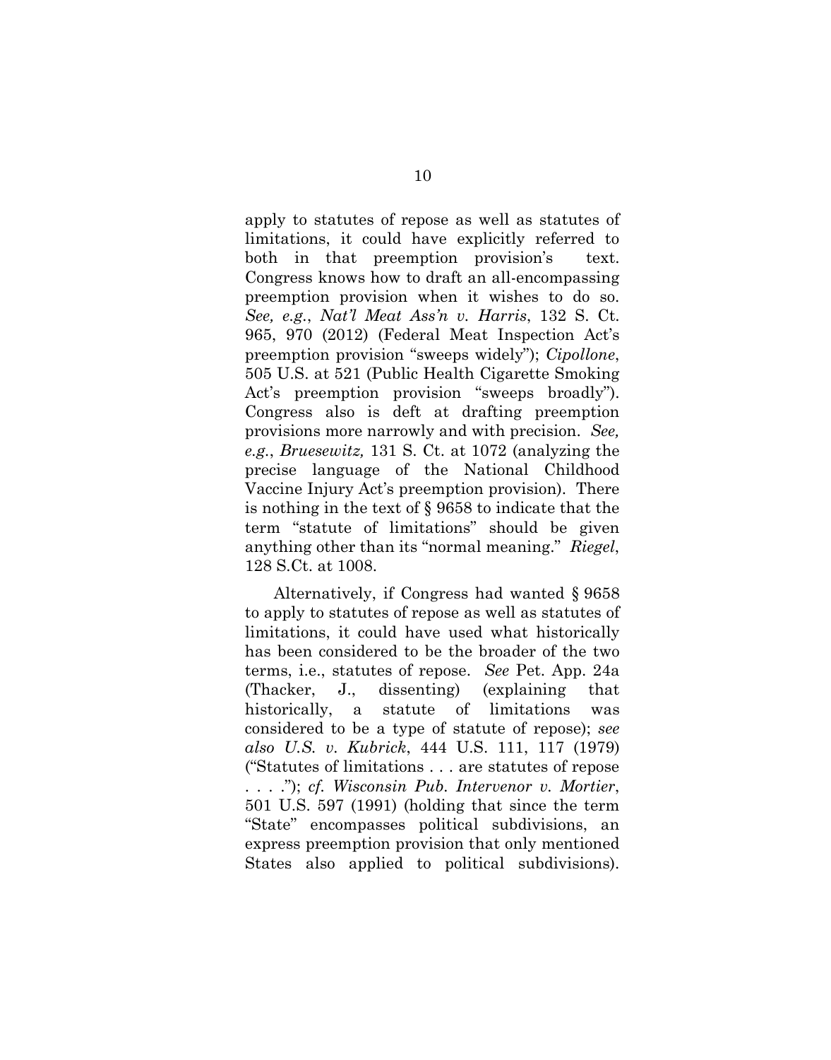apply to statutes of repose as well as statutes of limitations, it could have explicitly referred to both in that preemption provision's text. Congress knows how to draft an all-encompassing preemption provision when it wishes to do so. *See, e.g.*, *Nat'l Meat Ass'n v. Harris*, 132 S. Ct. 965, 970 (2012) (Federal Meat Inspection Act's preemption provision "sweeps widely"); *Cipollone*, 505 U.S. at 521 (Public Health Cigarette Smoking Act's preemption provision "sweeps broadly"). Congress also is deft at drafting preemption provisions more narrowly and with precision. *See, e.g.*, *Bruesewitz,* 131 S. Ct. at 1072 (analyzing the precise language of the National Childhood Vaccine Injury Act's preemption provision). There is nothing in the text of § 9658 to indicate that the term "statute of limitations" should be given anything other than its "normal meaning." *Riegel*, 128 S.Ct. at 1008.

Alternatively, if Congress had wanted § 9658 to apply to statutes of repose as well as statutes of limitations, it could have used what historically has been considered to be the broader of the two terms, i.e., statutes of repose. *See* Pet. App. 24a (Thacker, J., dissenting) (explaining that historically, a statute of limitations was considered to be a type of statute of repose); *see also U.S. v. Kubrick*, 444 U.S. 111, 117 (1979) ("Statutes of limitations . . . are statutes of repose . . . ."); *cf. Wisconsin Pub. Intervenor v. Mortier*, 501 U.S. 597 (1991) (holding that since the term "State" encompasses political subdivisions, an express preemption provision that only mentioned States also applied to political subdivisions).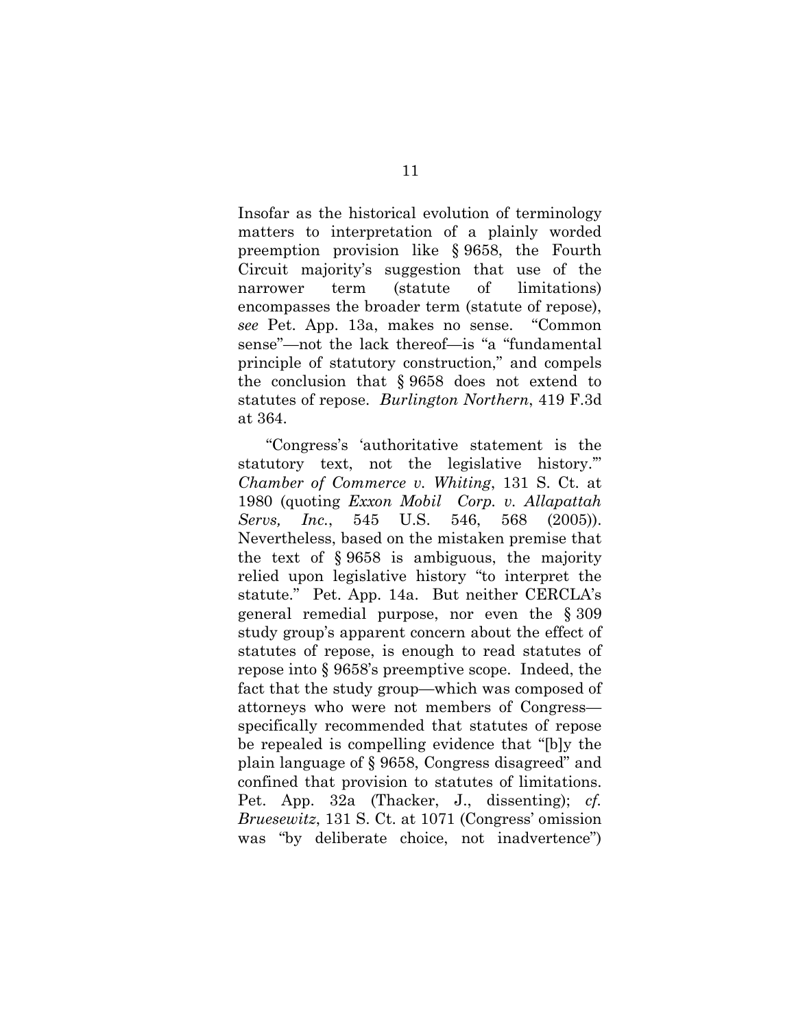Insofar as the historical evolution of terminology matters to interpretation of a plainly worded preemption provision like § 9658, the Fourth Circuit majority's suggestion that use of the narrower term (statute of limitations) encompasses the broader term (statute of repose), *see* Pet. App. 13a, makes no sense. "Common sense"—not the lack thereof—is "a "fundamental principle of statutory construction," and compels the conclusion that § 9658 does not extend to statutes of repose. *Burlington Northern*, 419 F.3d at 364.

"Congress's 'authoritative statement is the statutory text, not the legislative history.'" *Chamber of Commerce v. Whiting*, 131 S. Ct. at 1980 (quoting *Exxon Mobil Corp. v. Allapattah Servs, Inc.*, 545 U.S. 546, 568 (2005)). Nevertheless, based on the mistaken premise that the text of § 9658 is ambiguous, the majority relied upon legislative history "to interpret the statute." Pet. App. 14a. But neither CERCLA's general remedial purpose, nor even the § 309 study group's apparent concern about the effect of statutes of repose, is enough to read statutes of repose into § 9658's preemptive scope. Indeed, the fact that the study group—which was composed of attorneys who were not members of Congress—specifically recommended that statutes of repose be repealed is compelling evidence that "[b]y the plain language of § 9658, Congress disagreed" and confined that provision to statutes of limitations. Pet. App. 32a (Thacker, J., dissenting); *cf. Bruesewitz*, 131 S. Ct. at 1071 (Congress' omission was "by deliberate choice, not inadvertence")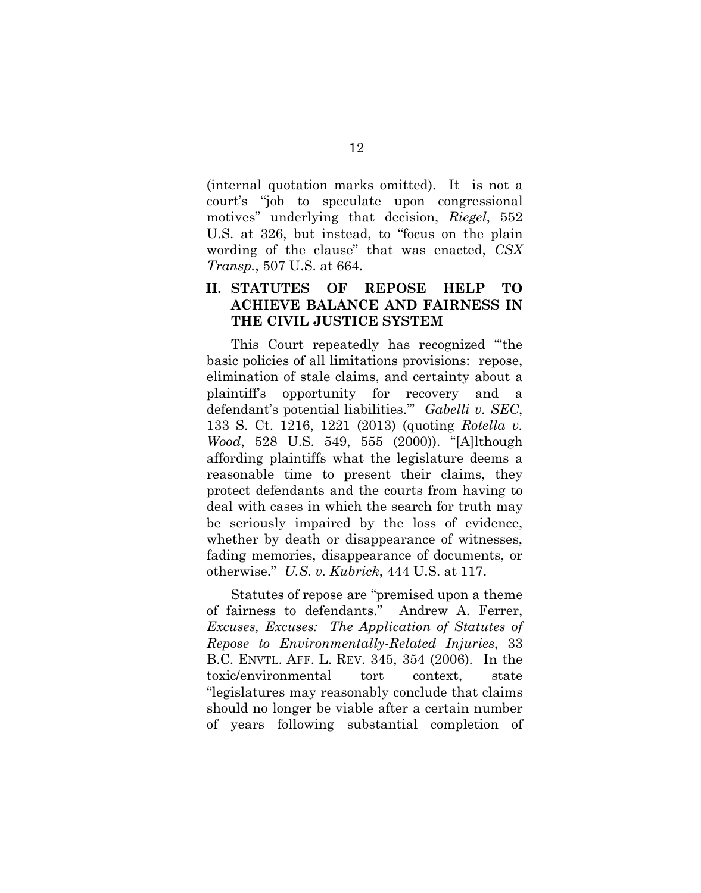(internal quotation marks omitted). It is not a court's "job to speculate upon congressional motives" underlying that decision, *Riegel*, 552 U.S. at 326, but instead, to "focus on the plain wording of the clause" that was enacted, *CSX Transp.*, 507 U.S. at 664.

## II. STATUTES OF REPOSE HELP TO ACHIEVE BALANCE AND FAIRNESS IN THE CIVIL JUSTICE SYSTEM

This Court repeatedly has recognized "'the basic policies of all limitations provisions: repose, elimination of stale claims, and certainty about a plaintiff's opportunity for recovery and a defendant's potential liabilities.'" *Gabelli v. SEC*, 133 S. Ct. 1216, 1221 (2013) (quoting *Rotella v. Wood*, 528 U.S. 549, 555 (2000)). "[A]lthough affording plaintiffs what the legislature deems a reasonable time to present their claims, they protect defendants and the courts from having to deal with cases in which the search for truth may be seriously impaired by the loss of evidence, whether by death or disappearance of witnesses, fading memories, disappearance of documents, or otherwise." *U.S. v. Kubrick*, 444 U.S. at 117.

Statutes of repose are "premised upon a theme of fairness to defendants." Andrew A. Ferrer, *Excuses, Excuses: The Application of Statutes of Repose to Environmentally-Related Injuries*, 33 B.C. ENVTL. AFF. L. REV. 345, 354 (2006). In the toxic/environmental tort context, state "legislatures may reasonably conclude that claims should no longer be viable after a certain number of years following substantial completion of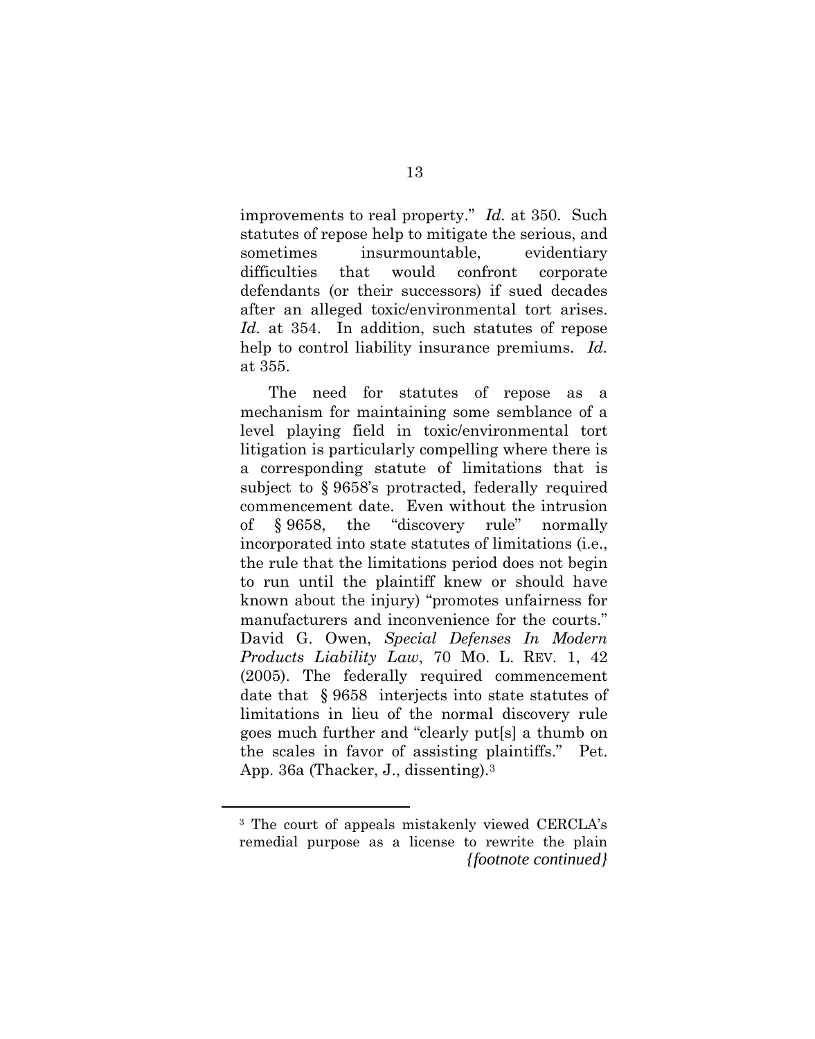improvements to real property." *Id.* at 350. Such statutes of repose help to mitigate the serious, and sometimes insurmountable, evidentiary difficulties that would confront corporate defendants (or their successors) if sued decades after an alleged toxic/environmental tort arises. *Id.* at 354. In addition, such statutes of repose help to control liability insurance premiums. *Id.* at 355.

The need for statutes of repose as a mechanism for maintaining some semblance of a level playing field in toxic/environmental tort litigation is particularly compelling where there is a corresponding statute of limitations that is subject to § 9658's protracted, federally required commencement date. Even without the intrusion of § 9658, the "discovery rule" normally incorporated into state statutes of limitations (i.e., the rule that the limitations period does not begin to run until the plaintiff knew or should have known about the injury) "promotes unfairness for manufacturers and inconvenience for the courts." David G. Owen, *Special Defenses In Modern Products Liability Law*, 70 MO. L. REV. 1, 42 (2005). The federally required commencement date that § 9658 interjects into state statutes of limitations in lieu of the normal discovery rule goes much further and "clearly put[s] a thumb on the scales in favor of assisting plaintiffs." Pet. App. 36a (Thacker, J., dissenting).[3]

---

[3] The court of appeals mistakenly viewed CERCLA's remedial purpose as a license to rewrite the plain *{footnote continued}*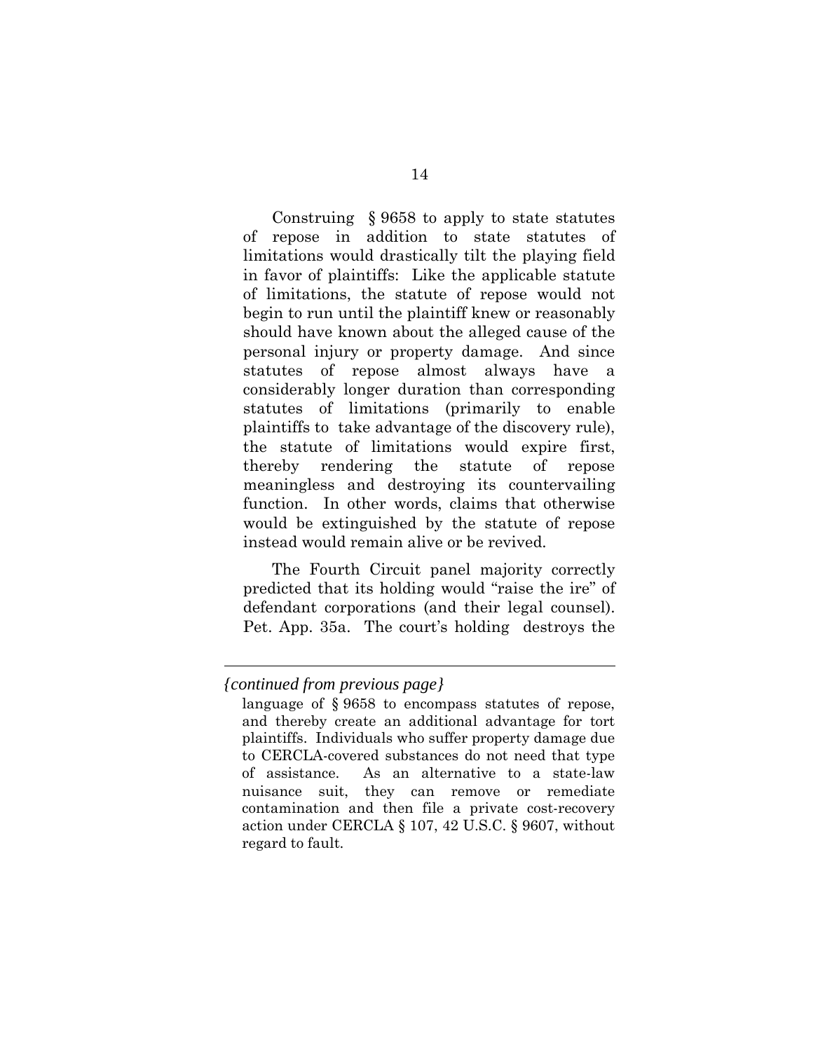Construing § 9658 to apply to state statutes of repose in addition to state statutes of limitations would drastically tilt the playing field in favor of plaintiffs: Like the applicable statute of limitations, the statute of repose would not begin to run until the plaintiff knew or reasonably should have known about the alleged cause of the personal injury or property damage. And since statutes of repose almost always have a considerably longer duration than corresponding statutes of limitations (primarily to enable plaintiffs to take advantage of the discovery rule), the statute of limitations would expire first, thereby rendering the statute of repose meaningless and destroying its countervailing function. In other words, claims that otherwise would be extinguished by the statute of repose instead would remain alive or be revived.

The Fourth Circuit panel majority correctly predicted that its holding would "raise the ire" of defendant corporations (and their legal counsel). Pet. App. 35a. The court's holding destroys the

---

*{continued from previous page}*

language of § 9658 to encompass statutes of repose, and thereby create an additional advantage for tort plaintiffs. Individuals who suffer property damage due to CERCLA-covered substances do not need that type of assistance. As an alternative to a state-law nuisance suit, they can remove or remediate contamination and then file a private cost-recovery action under CERCLA § 107, 42 U.S.C. § 9607, without regard to fault.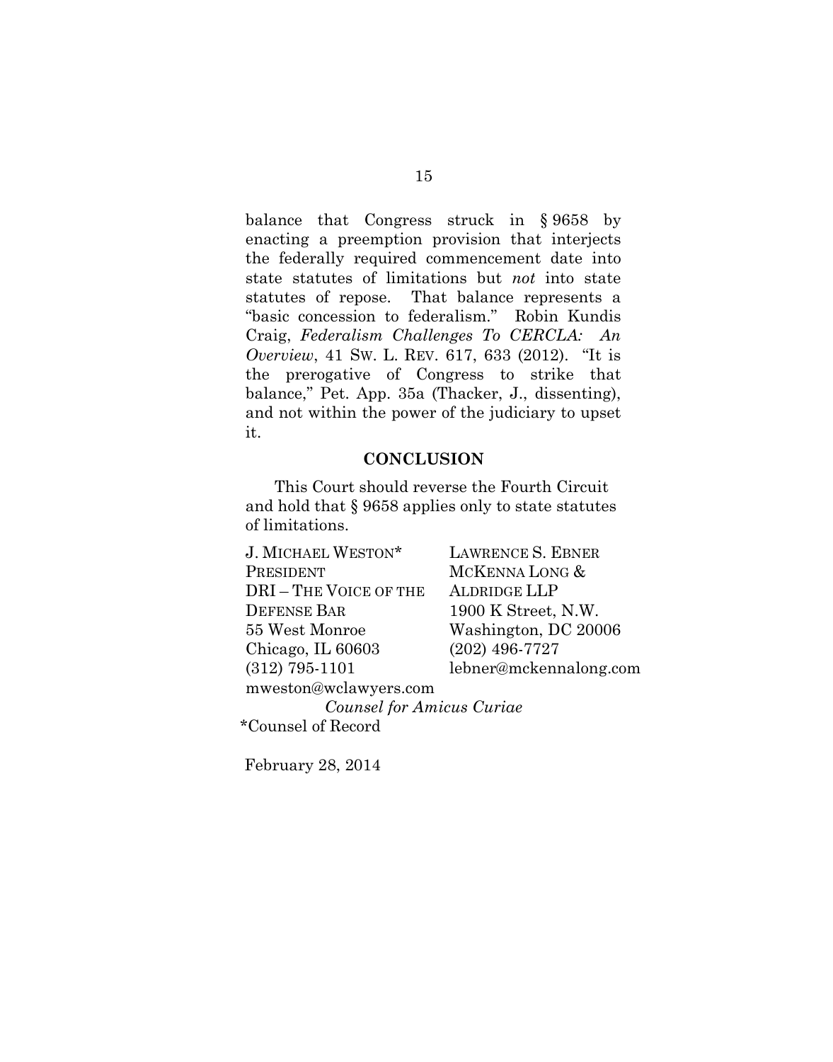balance that Congress struck in § 9658 by enacting a preemption provision that interjects the federally required commencement date into state statutes of limitations but *not* into state statutes of repose. That balance represents a "basic concession to federalism." Robin Kundis Craig, *Federalism Challenges To CERCLA: An Overview*, 41 SW. L. REV. 617, 633 (2012). "It is the prerogative of Congress to strike that balance," Pet. App. 35a (Thacker, J., dissenting), and not within the power of the judiciary to upset it.

## CONCLUSION

This Court should reverse the Fourth Circuit and hold that § 9658 applies only to state statutes of limitations.

| | |
|---|---|
| J. MICHAEL WESTON* | LAWRENCE S. EBNER |
| PRESIDENT | MCKENNA LONG & |
| DRI – THE VOICE OF THE | ALDRIDGE LLP |
| DEFENSE BAR | 1900 K Street, N.W. |
| 55 West Monroe | Washington, DC 20006 |
| Chicago, IL 60603 | (202) 496-7727 |
| (312) 795-1101 | lebner@mckennalong.com |
| mweston@wclawyers.com | |

*Counsel for Amicus Curiae*

*Counsel of Record

February 28, 2014